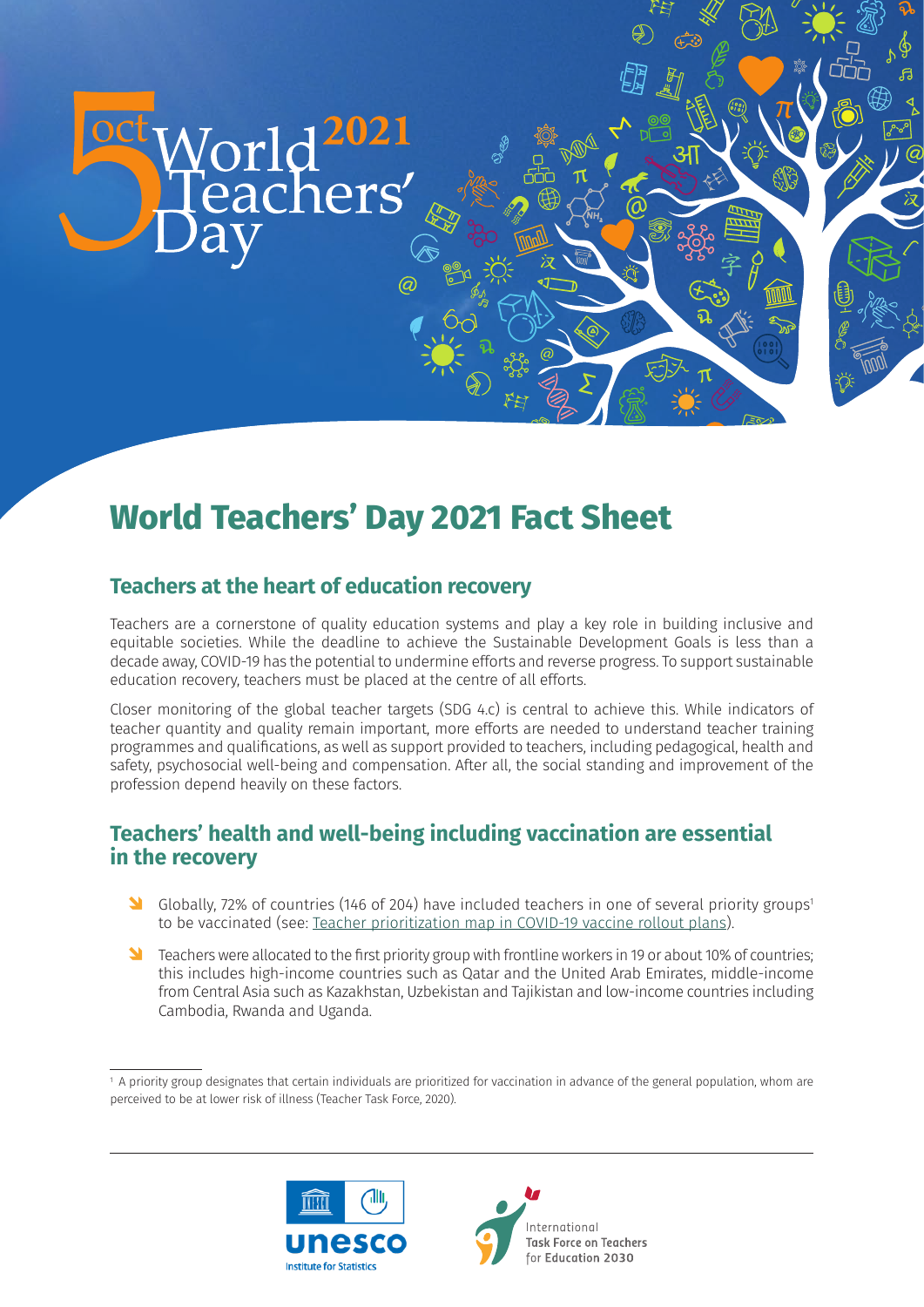5 oct World Teachers' Day 2021

# World Teachers' Day 2021 Fact Sheet

## Teachers at the heart of education recovery

Teachers are a cornerstone of quality education systems and play a key role in building inclusive and equitable societies. While the deadline to achieve the Sustainable Development Goals is less than a decade away, COVID-19 has the potential to undermine efforts and reverse progress. To support sustainable education recovery, teachers must be placed at the centre of all efforts.

Closer monitoring of the global teacher targets (SDG 4.c) is central to achieve this. While indicators of teacher quantity and quality remain important, more efforts are needed to understand teacher training programmes and qualifications, as well as support provided to teachers, including pedagogical, health and safety, psychosocial well-being and compensation. After all, the social standing and improvement of the profession depend heavily on these factors.

## Teachers' health and well-being including vaccination are essential in the recovery

- Globally, 72% of countries (146 of 204) have included teachers in one of several priority groups[1] to be vaccinated (see: Teacher prioritization map in COVID-19 vaccine rollout plans).
- Teachers were allocated to the first priority group with frontline workers in 19 or about 10% of countries; this includes high-income countries such as Qatar and the United Arab Emirates, middle-income from Central Asia such as Kazakhstan, Uzbekistan and Tajikistan and low-income countries including Cambodia, Rwanda and Uganda.

[1] A priority group designates that certain individuals are prioritized for vaccination in advance of the general population, whom are perceived to be at lower risk of illness (Teacher Task Force, 2020).

unesco Institute for Statistics

International Task Force on Teachers for Education 2030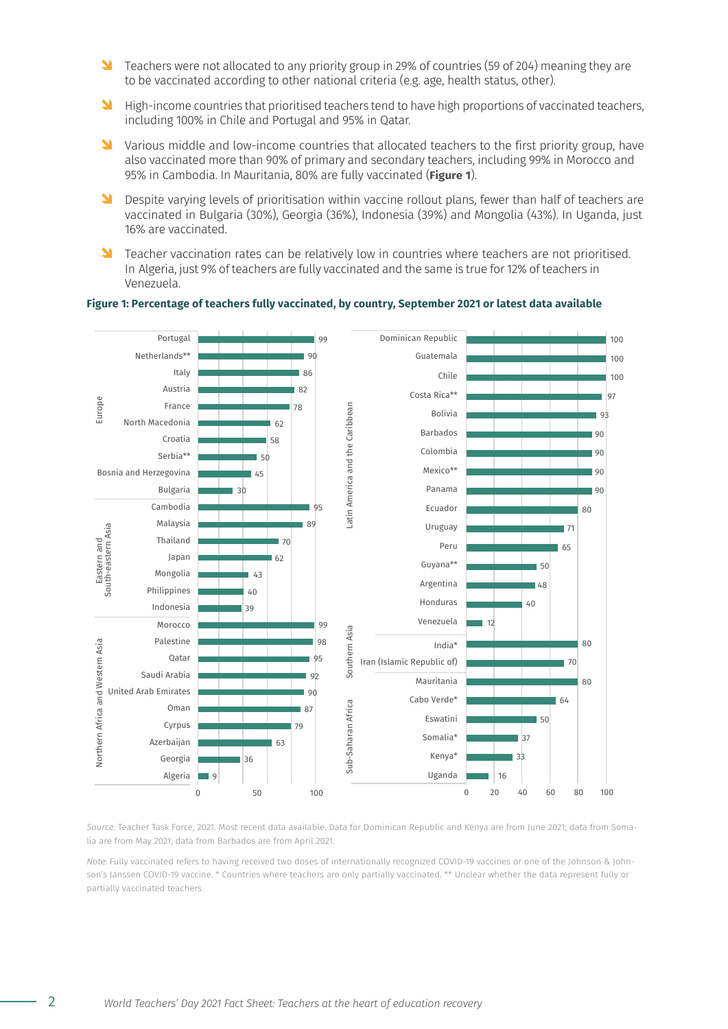- Teachers were not allocated to any priority group in 29% of countries (59 of 204) meaning they are to be vaccinated according to other national criteria (e.g. age, health status, other).
- High-income countries that prioritised teachers tend to have high proportions of vaccinated teachers, including 100% in Chile and Portugal and 95% in Qatar.
- Various middle and low-income countries that allocated teachers to the first priority group, have also vaccinated more than 90% of primary and secondary teachers, including 99% in Morocco and 95% in Cambodia. In Mauritania, 80% are fully vaccinated (**Figure 1**).
- Despite varying levels of prioritisation within vaccine rollout plans, fewer than half of teachers are vaccinated in Bulgaria (30%), Georgia (36%), Indonesia (39%) and Mongolia (43%). In Uganda, just 16% are vaccinated.
- Teacher vaccination rates can be relatively low in countries where teachers are not prioritised. In Algeria, just 9% of teachers are fully vaccinated and the same is true for 12% of teachers in Venezuela.

**Figure 1: Percentage of teachers fully vaccinated, by country, September 2021 or latest data available**

| Region | Country | % |
|---|---|---|
| Europe | Portugal | 99 |
| | Netherlands** | 90 |
| | Italy | 86 |
| | Austria | 82 |
| | France | 78 |
| | North Macedonia | 62 |
| | Croatia | 58 |
| | Serbia** | 50 |
| | Bosnia and Herzegovina | 45 |
| | Bulgaria | 30 |
| Eastern and South-eastern Asia | Cambodia | 95 |
| | Malaysia | 89 |
| | Thailand | 70 |
| | Japan | 62 |
| | Mongolia | 43 |
| | Philippines | 40 |
| | Indonesia | 39 |
| Northern Africa and Western Asia | Morocco | 99 |
| | Palestine | 98 |
| | Qatar | 95 |
| | Saudi Arabia | 92 |
| | United Arab Emirates | 90 |
| | Oman | 87 |
| | Cyprus | 79 |
| | Azerbaijan | 63 |
| | Georgia | 36 |
| | Algeria | 9 |
| Latin America and the Caribbean | Dominican Republic | 100 |
| | Guatemala | 100 |
| | Chile | 100 |
| | Costa Rica** | 97 |
| | Bolivia | 93 |
| | Barbados | 90 |
| | Colombia | 90 |
| | Mexico** | 90 |
| | Panama | 90 |
| | Ecuador | 80 |
| | Uruguay | 71 |
| | Peru | 65 |
| | Guyana** | 50 |
| | Argentina | 48 |
| | Honduras | 40 |
| | Venezuela | 12 |
| Southern Asia | India* | 80 |
| | Iran (Islamic Republic of) | 70 |
| Sub-Saharan Africa | Mauritania | 80 |
| | Cabo Verde* | 64 |
| | Eswatini | 50 |
| | Somalia* | 37 |
| | Kenya* | 33 |
| | Uganda | 16 |

*Source:* Teacher Task Force, 2021. Most recent data available. Data for Dominican Republic and Kenya are from June 2021; data from Somalia are from May 2021; data from Barbados are from April 2021.

*Note:* Fully vaccinated refers to having received two doses of internationally recognized COVID-19 vaccines or one of the Johnson & Johnson's Janssen COVID-19 vaccine. * Countries where teachers are only partially vaccinated. ** Unclear whether the data represent fully or partially vaccinated teachers.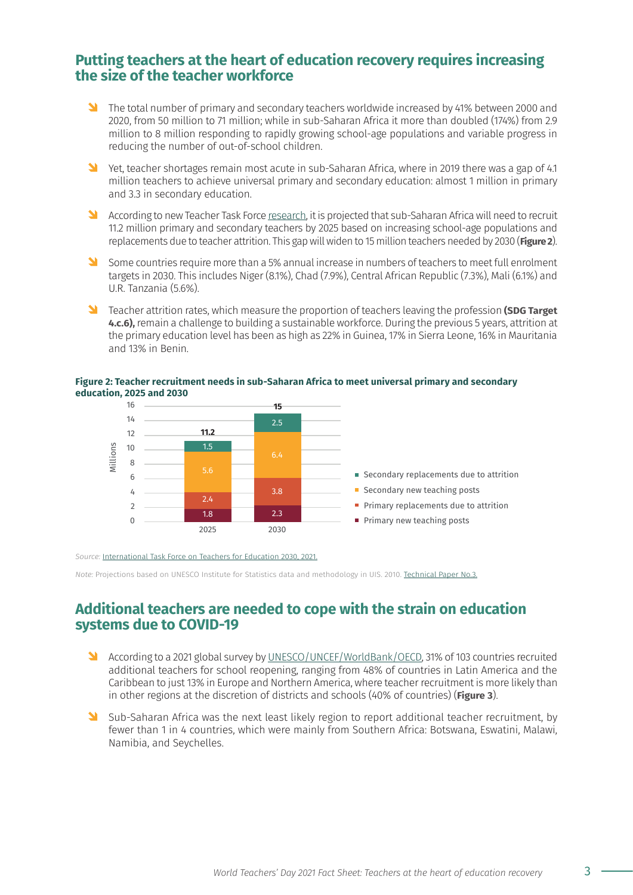## Putting teachers at the heart of education recovery requires increasing the size of the teacher workforce

- The total number of primary and secondary teachers worldwide increased by 41% between 2000 and 2020, from 50 million to 71 million; while in sub-Saharan Africa it more than doubled (174%) from 2.9 million to 8 million responding to rapidly growing school-age populations and variable progress in reducing the number of out-of-school children.
- Yet, teacher shortages remain most acute in sub-Saharan Africa, where in 2019 there was a gap of 4.1 million teachers to achieve universal primary and secondary education: almost 1 million in primary and 3.3 in secondary education.
- According to new Teacher Task Force research, it is projected that sub-Saharan Africa will need to recruit 11.2 million primary and secondary teachers by 2025 based on increasing school-age populations and replacements due to teacher attrition. This gap will widen to 15 million teachers needed by 2030 (**Figure 2**).
- Some countries require more than a 5% annual increase in numbers of teachers to meet full enrolment targets in 2030. This includes Niger (8.1%), Chad (7.9%), Central African Republic (7.3%), Mali (6.1%) and U.R. Tanzania (5.6%).
- Teacher attrition rates, which measure the proportion of teachers leaving the profession **(SDG Target 4.c.6),** remain a challenge to building a sustainable workforce. During the previous 5 years, attrition at the primary education level has been as high as 22% in Guinea, 17% in Sierra Leone, 16% in Mauritania and 13% in Benin.

**Figure 2: Teacher recruitment needs in sub-Saharan Africa to meet universal primary and secondary education, 2025 and 2030**

| Millions | 2025 | 2030 |
|---|---|---|
| Secondary replacements due to attrition | 1.5 | 2.5 |
| Secondary new teaching posts | 5.6 | 6.4 |
| Primary replacements due to attrition | 2.4 | 3.8 |
| Primary new teaching posts | 1.8 | 2.3 |
| Total | 11.2 | 15 |

*Source:* International Task Force on Teachers for Education 2030, 2021.

*Note:* Projections based on UNESCO Institute for Statistics data and methodology in UIS. 2010. Technical Paper No.3.

## Additional teachers are needed to cope with the strain on education systems due to COVID-19

- According to a 2021 global survey by UNESCO/UNCEF/WorldBank/OECD, 31% of 103 countries recruited additional teachers for school reopening, ranging from 48% of countries in Latin America and the Caribbean to just 13% in Europe and Northern America, where teacher recruitment is more likely than in other regions at the discretion of districts and schools (40% of countries) (**Figure 3**).
- Sub-Saharan Africa was the next least likely region to report additional teacher recruitment, by fewer than 1 in 4 countries, which were mainly from Southern Africa: Botswana, Eswatini, Malawi, Namibia, and Seychelles.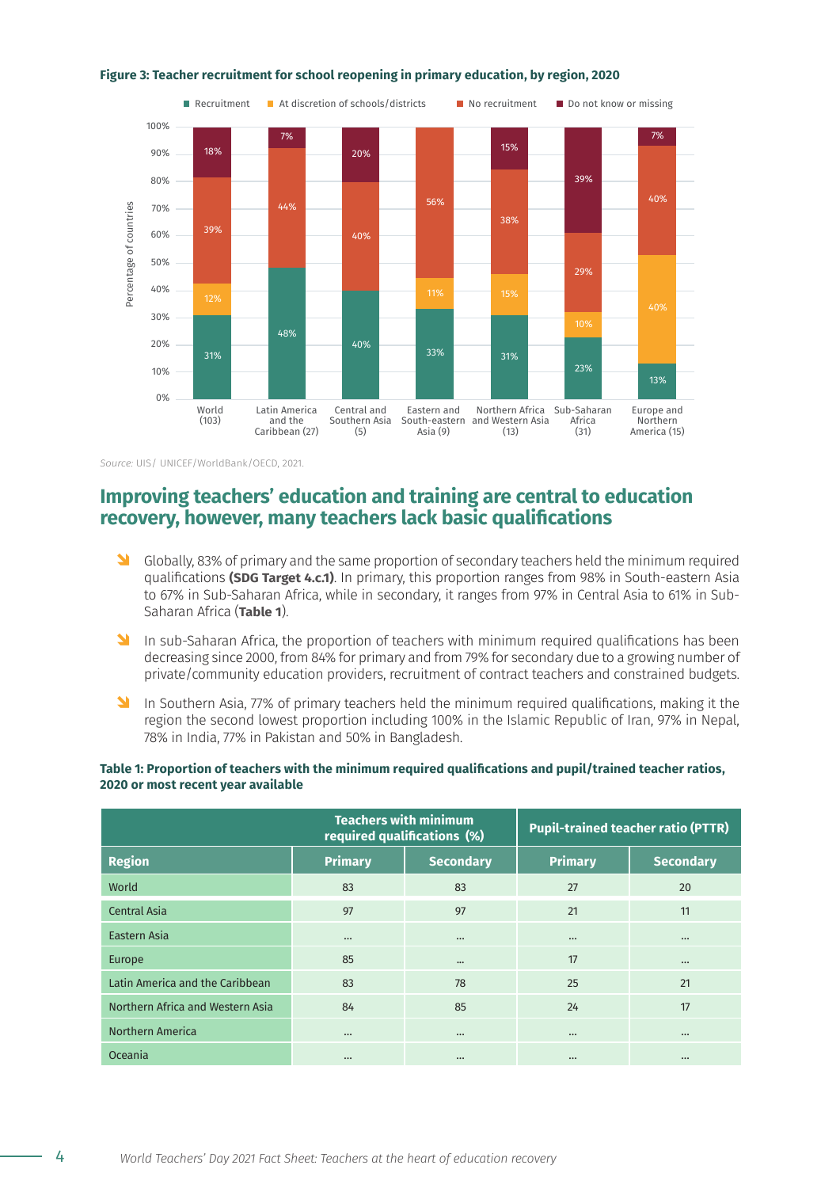**Figure 3: Teacher recruitment for school reopening in primary education, by region, 2020**

| Region | Recruitment | At discretion of schools/districts | No recruitment | Do not know or missing |
|---|---|---|---|---|
| World (103) | 31% | 12% | 39% | 18% |
| Latin America and the Caribbean (27) | 48% | | 44% | 7% |
| Central and Southern Asia (5) | 40% | | 40% | 20% |
| Eastern and South-eastern Asia (9) | 33% | 11% | 56% | |
| Northern Africa and Western Asia (13) | 31% | 15% | 38% | 15% |
| Sub-Saharan Africa (31) | 23% | 10% | 29% | 39% |
| Europe and Northern America (15) | 13% | 40% | 40% | 7% |

Percentage of countries

*Source:* UIS/ UNICEF/WorldBank/OECD, 2021.

## Improving teachers' education and training are central to education recovery, however, many teachers lack basic qualifications

- Globally, 83% of primary and the same proportion of secondary teachers held the minimum required qualifications **(SDG Target 4.c.1)**. In primary, this proportion ranges from 98% in South-eastern Asia to 67% in Sub-Saharan Africa, while in secondary, it ranges from 97% in Central Asia to 61% in Sub-Saharan Africa (**Table 1**).
- In sub-Saharan Africa, the proportion of teachers with minimum required qualifications has been decreasing since 2000, from 84% for primary and from 79% for secondary due to a growing number of private/community education providers, recruitment of contract teachers and constrained budgets.
- In Southern Asia, 77% of primary teachers held the minimum required qualifications, making it the region the second lowest proportion including 100% in the Islamic Republic of Iran, 97% in Nepal, 78% in India, 77% in Pakistan and 50% in Bangladesh.

**Table 1: Proportion of teachers with the minimum required qualifications and pupil/trained teacher ratios, 2020 or most recent year available**

| | Teachers with minimum required qualifications (%) | | Pupil-trained teacher ratio (PTTR) | |
|---|---|---|---|---|
| **Region** | **Primary** | **Secondary** | **Primary** | **Secondary** |
| World | 83 | 83 | 27 | 20 |
| Central Asia | 97 | 97 | 21 | 11 |
| Eastern Asia | … | … | … | … |
| Europe | 85 | … | 17 | … |
| Latin America and the Caribbean | 83 | 78 | 25 | 21 |
| Northern Africa and Western Asia | 84 | 85 | 24 | 17 |
| Northern America | … | … | … | … |
| Oceania | … | … | … | … |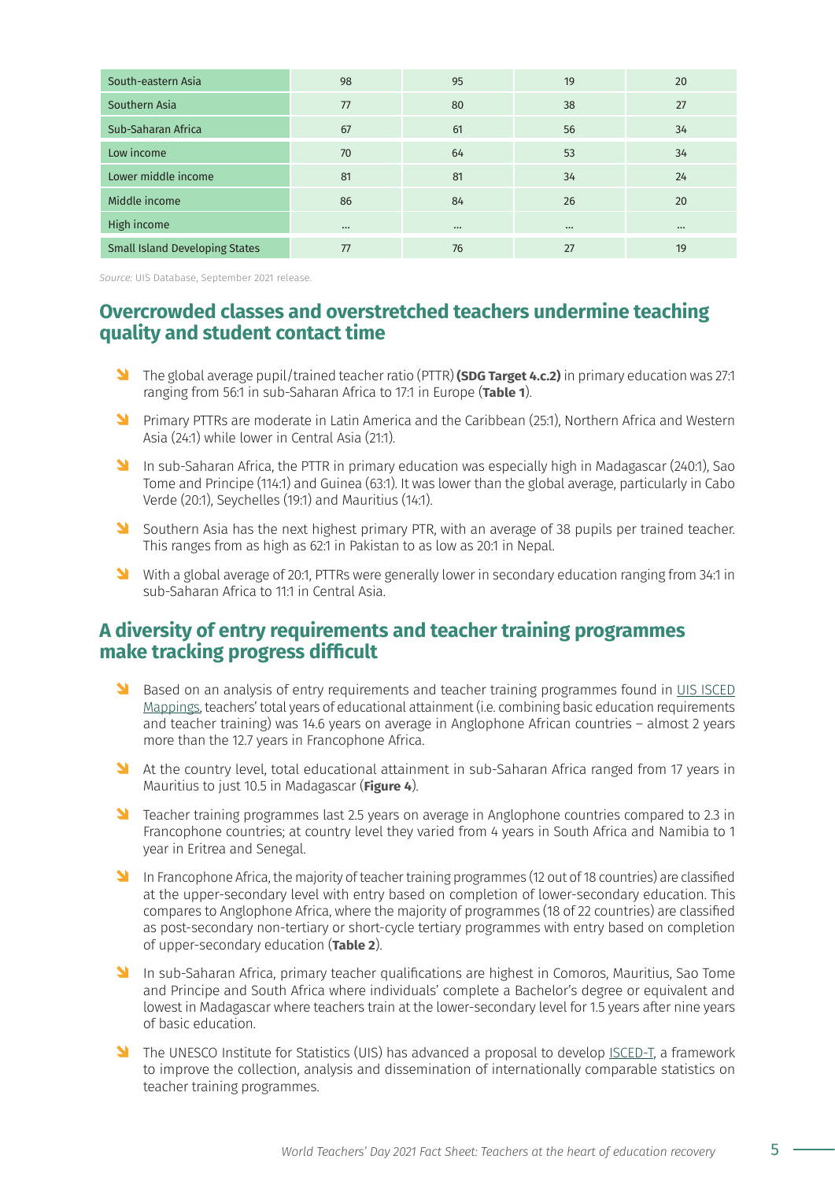| | | | | |
|---|---|---|---|---|
| South-eastern Asia | 98 | 95 | 19 | 20 |
| Southern Asia | 77 | 80 | 38 | 27 |
| Sub-Saharan Africa | 67 | 61 | 56 | 34 |
| Low income | 70 | 64 | 53 | 34 |
| Lower middle income | 81 | 81 | 34 | 24 |
| Middle income | 86 | 84 | 26 | 20 |
| High income | ... | ... | ... | ... |
| Small Island Developing States | 77 | 76 | 27 | 19 |

*Source*: UIS Database, September 2021 release.

## Overcrowded classes and overstretched teachers undermine teaching quality and student contact time

- The global average pupil/trained teacher ratio (PTTR) **(SDG Target 4.c.2)** in primary education was 27:1 ranging from 56:1 in sub-Saharan Africa to 17:1 in Europe (**Table 1**).
- Primary PTTRs are moderate in Latin America and the Caribbean (25:1), Northern Africa and Western Asia (24:1) while lower in Central Asia (21:1).
- In sub-Saharan Africa, the PTTR in primary education was especially high in Madagascar (240:1), Sao Tome and Principe (114:1) and Guinea (63:1). It was lower than the global average, particularly in Cabo Verde (20:1), Seychelles (19:1) and Mauritius (14:1).
- Southern Asia has the next highest primary PTR, with an average of 38 pupils per trained teacher. This ranges from as high as 62:1 in Pakistan to as low as 20:1 in Nepal.
- With a global average of 20:1, PTTRs were generally lower in secondary education ranging from 34:1 in sub-Saharan Africa to 11:1 in Central Asia.

## A diversity of entry requirements and teacher training programmes make tracking progress difficult

- Based on an analysis of entry requirements and teacher training programmes found in UIS ISCED Mappings, teachers' total years of educational attainment (i.e. combining basic education requirements and teacher training) was 14.6 years on average in Anglophone African countries – almost 2 years more than the 12.7 years in Francophone Africa.
- At the country level, total educational attainment in sub-Saharan Africa ranged from 17 years in Mauritius to just 10.5 in Madagascar (**Figure 4**).
- Teacher training programmes last 2.5 years on average in Anglophone countries compared to 2.3 in Francophone countries; at country level they varied from 4 years in South Africa and Namibia to 1 year in Eritrea and Senegal.
- In Francophone Africa, the majority of teacher training programmes (12 out of 18 countries) are classified at the upper-secondary level with entry based on completion of lower-secondary education. This compares to Anglophone Africa, where the majority of programmes (18 of 22 countries) are classified as post-secondary non-tertiary or short-cycle tertiary programmes with entry based on completion of upper-secondary education (**Table 2**).
- In sub-Saharan Africa, primary teacher qualifications are highest in Comoros, Mauritius, Sao Tome and Principe and South Africa where individuals' complete a Bachelor's degree or equivalent and lowest in Madagascar where teachers train at the lower-secondary level for 1.5 years after nine years of basic education.
- The UNESCO Institute for Statistics (UIS) has advanced a proposal to develop ISCED-T, a framework to improve the collection, analysis and dissemination of internationally comparable statistics on teacher training programmes.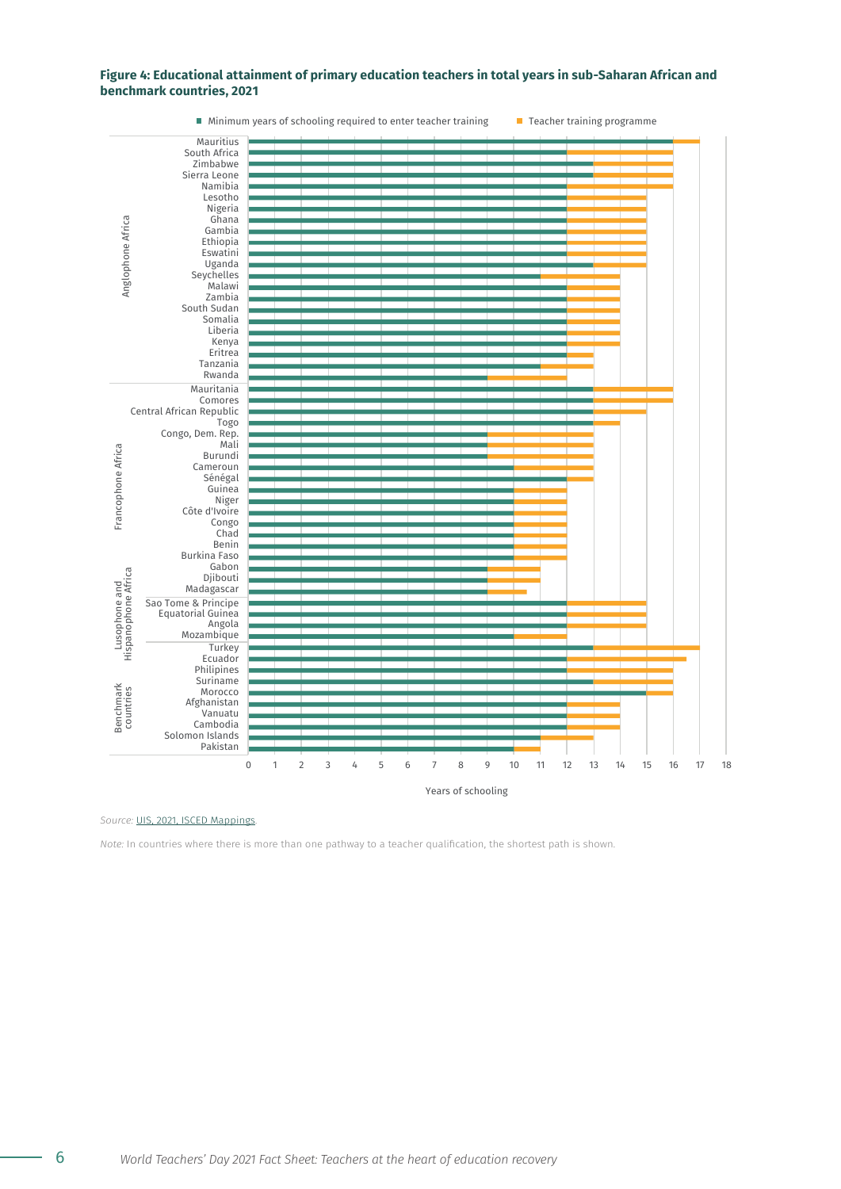**Figure 4: Educational attainment of primary education teachers in total years in sub-Saharan African and benchmark countries, 2021**

| Group | Country | Minimum years of schooling required to enter teacher training | Teacher training programme (total years) |
|---|---|---|---|
| Anglophone Africa | Mauritius | 16 | 17 |
| | South Africa | 12 | 16 |
| | Zimbabwe | 13 | 16 |
| | Sierra Leone | 13 | 16 |
| | Namibia | 12 | 16 |
| | Lesotho | 12 | 15 |
| | Nigeria | 12 | 15 |
| | Ghana | 12 | 15 |
| | Gambia | 12 | 15 |
| | Ethiopia | 12 | 15 |
| | Eswatini | 12 | 15 |
| | Uganda | 13 | 15 |
| | Seychelles | 11 | 14 |
| | Malawi | 12 | 14 |
| | Zambia | 12 | 14 |
| | South Sudan | 12 | 14 |
| | Somalia | 12 | 14 |
| | Liberia | 12 | 14 |
| | Kenya | 12 | 14 |
| | Eritrea | 12 | 13 |
| | Tanzania | 11 | 13 |
| | Rwanda | 9 | 12 |
| Francophone Africa | Mauritania | 13 | 16 |
| | Comores | 13 | 16 |
| | Central African Republic | 13 | 15 |
| | Togo | 13 | 14 |
| | Congo, Dem. Rep. | 9 | 13 |
| | Mali | 9 | 13 |
| | Burundi | 9 | 13 |
| | Cameroun | 10 | 13 |
| | Sénégal | 12 | 13 |
| | Guinea | 10 | 12 |
| | Niger | 10 | 12 |
| | Côte d'Ivoire | 10 | 12 |
| | Congo | 10 | 12 |
| | Chad | 10 | 12 |
| | Benin | 10 | 12 |
| | Burkina Faso | 10 | 12 |
| | Gabon | 9 | 11 |
| | Djibouti | 9 | 11 |
| | Madagascar | 9 | 10.5 |
| Lusophone and Hispanophone Africa | Sao Tome & Principe | 12 | 15 |
| | Equatorial Guinea | 12 | 15 |
| | Angola | 12 | 15 |
| | Mozambique | 10 | 12 |
| Benchmark countries | Turkey | 13 | 17 |
| | Ecuador | 12 | 16.5 |
| | Philipines | 12 | 16 |
| | Suriname | 13 | 16 |
| | Morocco | 15 | 16 |
| | Afghanistan | 12 | 14 |
| | Vanuatu | 12 | 14 |
| | Cambodia | 12 | 14 |
| | Solomon Islands | 11 | 13 |
| | Pakistan | 10 | 11 |

Years of schooling

*Source:* UIS, 2021, ISCED Mappings.

*Note:* In countries where there is more than one pathway to a teacher qualification, the shortest path is shown.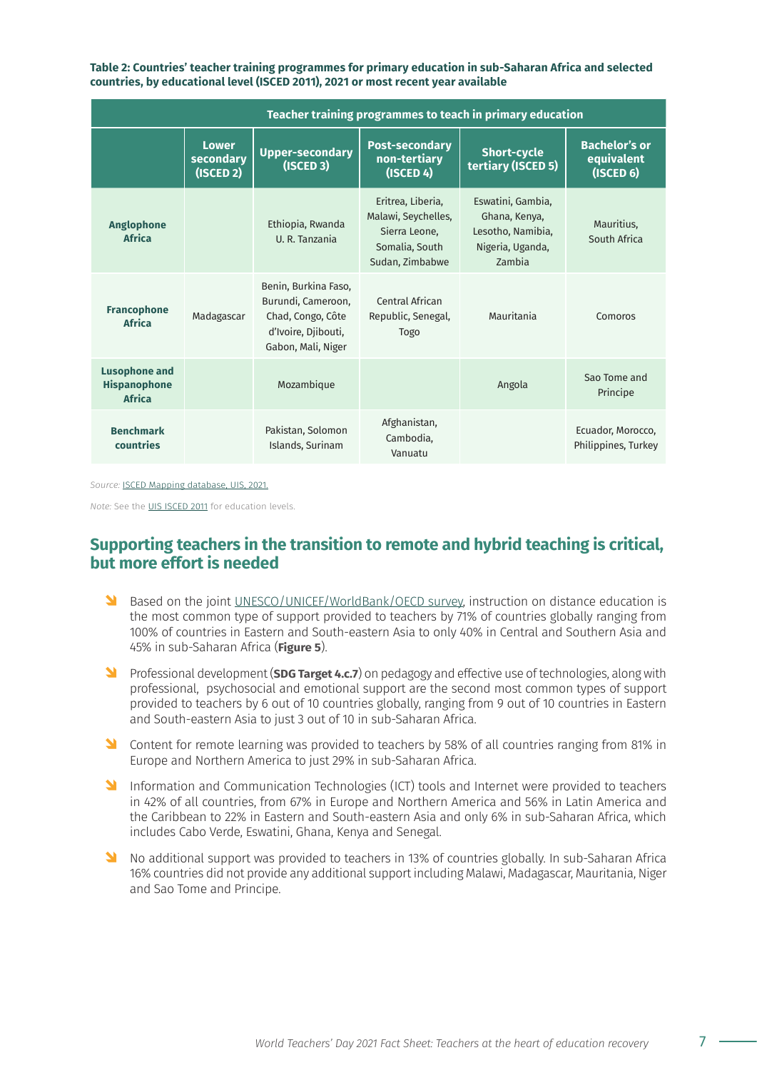**Table 2: Countries' teacher training programmes for primary education in sub-Saharan Africa and selected countries, by educational level (ISCED 2011), 2021 or most recent year available**

| | Teacher training programmes to teach in primary education | | | | |
|---|---|---|---|---|---|
| | Lower secondary (ISCED 2) | Upper-secondary (ISCED 3) | Post-secondary non-tertiary (ISCED 4) | Short-cycle tertiary (ISCED 5) | Bachelor's or equivalent (ISCED 6) |
| **Anglophone Africa** | | Ethiopia, Rwanda U. R. Tanzania | Eritrea, Liberia, Malawi, Seychelles, Sierra Leone, Somalia, South Sudan, Zimbabwe | Eswatini, Gambia, Ghana, Kenya, Lesotho, Namibia, Nigeria, Uganda, Zambia | Mauritius, South Africa |
| **Francophone Africa** | Madagascar | Benin, Burkina Faso, Burundi, Cameroon, Chad, Congo, Côte d'Ivoire, Djibouti, Gabon, Mali, Niger | Central African Republic, Senegal, Togo | Mauritania | Comoros |
| **Lusophone and Hispanophone Africa** | | Mozambique | | Angola | Sao Tome and Principe |
| **Benchmark countries** | | Pakistan, Solomon Islands, Surinam | Afghanistan, Cambodia, Vanuatu | | Ecuador, Morocco, Philippines, Turkey |

*Source:* ISCED Mapping database, UIS, 2021.

*Note:* See the UIS ISCED 2011 for education levels.

## Supporting teachers in the transition to remote and hybrid teaching is critical, but more effort is needed

- Based on the joint UNESCO/UNICEF/WorldBank/OECD survey, instruction on distance education is the most common type of support provided to teachers by 71% of countries globally ranging from 100% of countries in Eastern and South-eastern Asia to only 40% in Central and Southern Asia and 45% in sub-Saharan Africa (**Figure 5**).
- Professional development (**SDG Target 4.c.7**) on pedagogy and effective use of technologies, along with professional, psychosocial and emotional support are the second most common types of support provided to teachers by 6 out of 10 countries globally, ranging from 9 out of 10 countries in Eastern and South-eastern Asia to just 3 out of 10 in sub-Saharan Africa.
- Content for remote learning was provided to teachers by 58% of all countries ranging from 81% in Europe and Northern America to just 29% in sub-Saharan Africa.
- Information and Communication Technologies (ICT) tools and Internet were provided to teachers in 42% of all countries, from 67% in Europe and Northern America and 56% in Latin America and the Caribbean to 22% in Eastern and South-eastern Asia and only 6% in sub-Saharan Africa, which includes Cabo Verde, Eswatini, Ghana, Kenya and Senegal.
- No additional support was provided to teachers in 13% of countries globally. In sub-Saharan Africa 16% countries did not provide any additional support including Malawi, Madagascar, Mauritania, Niger and Sao Tome and Principe.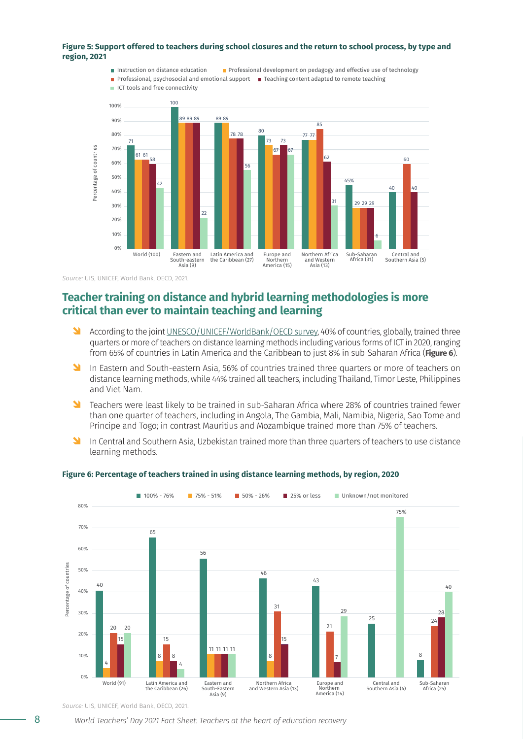**Figure 5: Support offered to teachers during school closures and the return to school process, by type and region, 2021**

| Region | Instruction on distance education | Professional development on pedagogy and effective use of technology | Professional, psychosocial and emotional support | Teaching content adapted to remote teaching | ICT tools and free connectivity |
|---|---|---|---|---|---|
| World (100) | 71 | 61 | 61 | 58 | 42 |
| Eastern and South-eastern Asia (9) | 100 | 89 | 89 | 89 | 22 |
| Latin America and the Caribbean (27) | 89 | 89 | 78 | 78 | 56 |
| Europe and Northern America (15) | 80 | 73 | 67 | 73 | 67 |
| Northern Africa and Western Asia (13) | 77 | 77 | 85 | 62 | 31 |
| Sub-Saharan Africa (31) | 45% | 29 | 29 | 29 | 6 |
| Central and Southern Asia (5) | 40 | | 60 | 40 | |

*Source:* UIS, UNICEF, World Bank, OECD, 2021.

## Teacher training on distance and hybrid learning methodologies is more critical than ever to maintain teaching and learning

- According to the joint UNESCO/UNICEF/WorldBank/OECD survey, 40% of countries, globally, trained three quarters or more of teachers on distance learning methods including various forms of ICT in 2020, ranging from 65% of countries in Latin America and the Caribbean to just 8% in sub-Saharan Africa (**Figure 6**).
- In Eastern and South-eastern Asia, 56% of countries trained three quarters or more of teachers on distance learning methods, while 44% trained all teachers, including Thailand, Timor Leste, Philippines and Viet Nam.
- Teachers were least likely to be trained in sub-Saharan Africa where 28% of countries trained fewer than one quarter of teachers, including in Angola, The Gambia, Mali, Namibia, Nigeria, Sao Tome and Principe and Togo; in contrast Mauritius and Mozambique trained more than 75% of teachers.
- In Central and Southern Asia, Uzbekistan trained more than three quarters of teachers to use distance learning methods.

**Figure 6: Percentage of teachers trained in using distance learning methods, by region, 2020**

| Region | 100% - 76% | 75% - 51% | 50% - 26% | 25% or less | Unknown/not monitored |
|---|---|---|---|---|---|
| World (91) | 40 | 4 | 20 | 15 | 20 |
| Latin America and the Caribbean (26) | 65 | 8 | 15 | 8 | 4 |
| Eastern and South-Eastern Asia (9) | 56 | 11 | 11 | 11 | 11 |
| Northern Africa and Western Asia (13) | 46 | 8 | 31 | 15 | |
| Europe and Northern America (14) | 43 | | 21 | 7 | 29 |
| Central and Southern Asia (4) | 25 | | | | 75% |
| Sub-Saharan Africa (25) | 8 | | 24 | 28 | 40 |

*Source:* UIS, UNICEF, World Bank, OECD, 2021.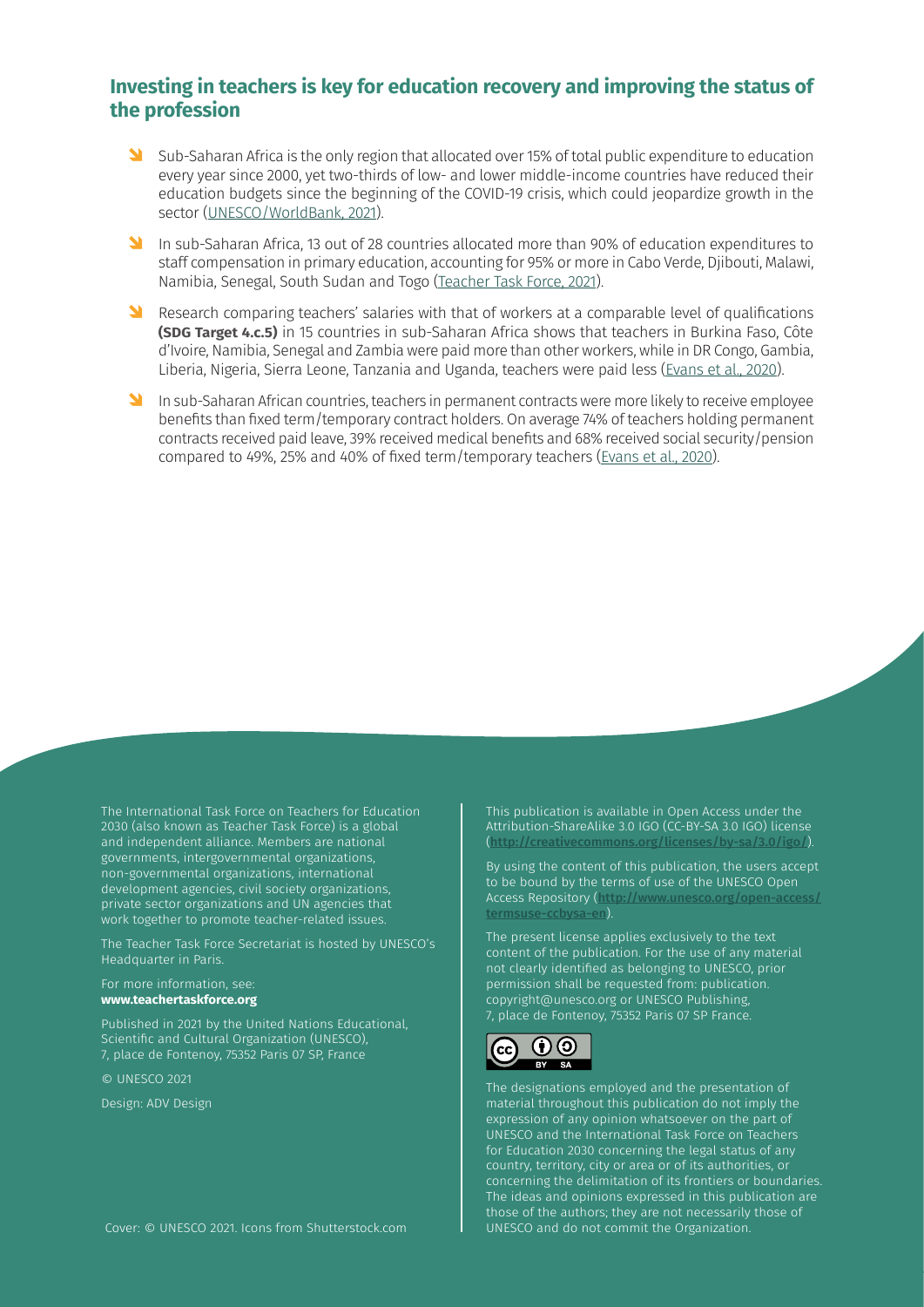## Investing in teachers is key for education recovery and improving the status of the profession

- Sub-Saharan Africa is the only region that allocated over 15% of total public expenditure to education every year since 2000, yet two-thirds of low- and lower middle-income countries have reduced their education budgets since the beginning of the COVID-19 crisis, which could jeopardize growth in the sector (UNESCO/WorldBank, 2021).
- In sub-Saharan Africa, 13 out of 28 countries allocated more than 90% of education expenditures to staff compensation in primary education, accounting for 95% or more in Cabo Verde, Djibouti, Malawi, Namibia, Senegal, South Sudan and Togo (Teacher Task Force, 2021).
- Research comparing teachers' salaries with that of workers at a comparable level of qualifications **(SDG Target 4.c.5)** in 15 countries in sub-Saharan Africa shows that teachers in Burkina Faso, Côte d'Ivoire, Namibia, Senegal and Zambia were paid more than other workers, while in DR Congo, Gambia, Liberia, Nigeria, Sierra Leone, Tanzania and Uganda, teachers were paid less (Evans et al., 2020).
- In sub-Saharan African countries, teachers in permanent contracts were more likely to receive employee benefits than fixed term/temporary contract holders. On average 74% of teachers holding permanent contracts received paid leave, 39% received medical benefits and 68% received social security/pension compared to 49%, 25% and 40% of fixed term/temporary teachers (Evans et al., 2020).

The International Task Force on Teachers for Education 2030 (also known as Teacher Task Force) is a global and independent alliance. Members are national governments, intergovernmental organizations, non-governmental organizations, international development agencies, civil society organizations, private sector organizations and UN agencies that work together to promote teacher-related issues.

The Teacher Task Force Secretariat is hosted by UNESCO's Headquarter in Paris.

For more information, see:
**www.teachertaskforce.org**

Published in 2021 by the United Nations Educational, Scientific and Cultural Organization (UNESCO), 7, place de Fontenoy, 75352 Paris 07 SP, France

© UNESCO 2021

Design: ADV Design

Cover: © UNESCO 2021. Icons from Shutterstock.com

This publication is available in Open Access under the Attribution-ShareAlike 3.0 IGO (CC-BY-SA 3.0 IGO) license (**http://creativecommons.org/licenses/by-sa/3.0/igo/**).

By using the content of this publication, the users accept to be bound by the terms of use of the UNESCO Open Access Repository (**http://www.unesco.org/open-access/termsuse-ccbysa-en**).

The present license applies exclusively to the text content of the publication. For the use of any material not clearly identified as belonging to UNESCO, prior permission shall be requested from: publication.copyright@unesco.org or UNESCO Publishing, 7, place de Fontenoy, 75352 Paris 07 SP France.

The designations employed and the presentation of material throughout this publication do not imply the expression of any opinion whatsoever on the part of UNESCO and the International Task Force on Teachers for Education 2030 concerning the legal status of any country, territory, city or area or of its authorities, or concerning the delimitation of its frontiers or boundaries. The ideas and opinions expressed in this publication are those of the authors; they are not necessarily those of UNESCO and do not commit the Organization.